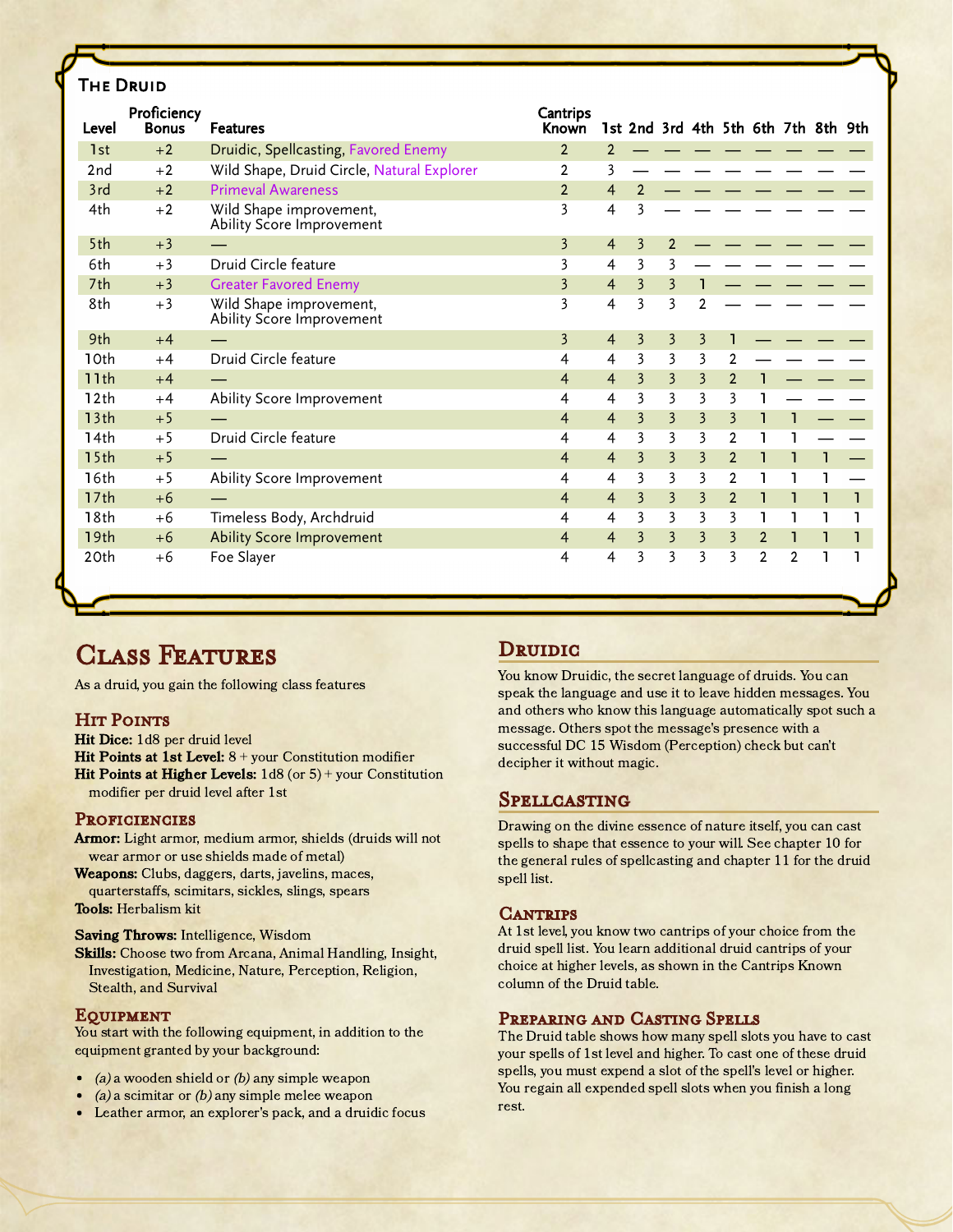## The Druid

| Level | Proficiency Bonus | Features | Cantrips Known | 1st | 2nd | 3rd | 4th | 5th | 6th | 7th | 8th | 9th |
|---|---|---|---|---|---|---|---|---|---|---|---|---|
| 1st | +2 | Druidic, Spellcasting, Favored Enemy | 2 | 2 | — | — | — | — | — | — | — | — |
| 2nd | +2 | Wild Shape, Druid Circle, Natural Explorer | 2 | 3 | — | — | — | — | — | — | — | — |
| 3rd | +2 | Primeval Awareness | 2 | 4 | 2 | — | — | — | — | — | — | — |
| 4th | +2 | Wild Shape improvement, Ability Score Improvement | 3 | 4 | 3 | — | — | — | — | — | — | — |
| 5th | +3 | — | 3 | 4 | 3 | 2 | — | — | — | — | — | — |
| 6th | +3 | Druid Circle feature | 3 | 4 | 3 | 3 | — | — | — | — | — | — |
| 7th | +3 | Greater Favored Enemy | 3 | 4 | 3 | 3 | 1 | — | — | — | — | — |
| 8th | +3 | Wild Shape improvement, Ability Score Improvement | 3 | 4 | 3 | 3 | 2 | — | — | — | — | — |
| 9th | +4 | — | 3 | 4 | 3 | 3 | 3 | 1 | — | — | — | — |
| 10th | +4 | Druid Circle feature | 4 | 4 | 3 | 3 | 3 | 2 | — | — | — | — |
| 11th | +4 | — | 4 | 4 | 3 | 3 | 3 | 2 | 1 | — | — | — |
| 12th | +4 | Ability Score Improvement | 4 | 4 | 3 | 3 | 3 | 3 | 1 | — | — | — |
| 13th | +5 | — | 4 | 4 | 3 | 3 | 3 | 3 | 1 | 1 | — | — |
| 14th | +5 | Druid Circle feature | 4 | 4 | 3 | 3 | 3 | 2 | 1 | 1 | — | — |
| 15th | +5 | — | 4 | 4 | 3 | 3 | 3 | 2 | 1 | 1 | 1 | — |
| 16th | +5 | Ability Score Improvement | 4 | 4 | 3 | 3 | 3 | 2 | 1 | 1 | 1 | — |
| 17th | +6 | — | 4 | 4 | 3 | 3 | 3 | 2 | 1 | 1 | 1 | 1 |
| 18th | +6 | Timeless Body, Archdruid | 4 | 4 | 3 | 3 | 3 | 3 | 1 | 1 | 1 | 1 |
| 19th | +6 | Ability Score Improvement | 4 | 4 | 3 | 3 | 3 | 3 | 2 | 1 | 1 | 1 |
| 20th | +6 | Foe Slayer | 4 | 4 | 3 | 3 | 3 | 3 | 2 | 2 | 1 | 1 |

# Class Features

As a druid, you gain the following class features

### Hit Points

**Hit Dice:** 1d8 per druid level
**Hit Points at 1st Level:** 8 + your Constitution modifier
**Hit Points at Higher Levels:** 1d8 (or 5) + your Constitution modifier per druid level after 1st

### Proficiencies

**Armor:** Light armor, medium armor, shields (druids will not wear armor or use shields made of metal)
**Weapons:** Clubs, daggers, darts, javelins, maces, quarterstaffs, scimitars, sickles, slings, spears
**Tools:** Herbalism kit

**Saving Throws:** Intelligence, Wisdom
**Skills:** Choose two from Arcana, Animal Handling, Insight, Investigation, Medicine, Nature, Perception, Religion, Stealth, and Survival

### Equipment

You start with the following equipment, in addition to the equipment granted by your background:

- *(a)* a wooden shield or *(b)* any simple weapon
- *(a)* a scimitar or *(b)* any simple melee weapon
- Leather armor, an explorer's pack, and a druidic focus

## Druidic

You know Druidic, the secret language of druids. You can speak the language and use it to leave hidden messages. You and others who know this language automatically spot such a message. Others spot the message's presence with a successful DC 15 Wisdom (Perception) check but can't decipher it without magic.

## Spellcasting

Drawing on the divine essence of nature itself, you can cast spells to shape that essence to your will. See chapter 10 for the general rules of spellcasting and chapter 11 for the druid spell list.

### Cantrips

At 1st level, you know two cantrips of your choice from the druid spell list. You learn additional druid cantrips of your choice at higher levels, as shown in the Cantrips Known column of the Druid table.

### Preparing and Casting Spells

The Druid table shows how many spell slots you have to cast your spells of 1st level and higher. To cast one of these druid spells, you must expend a slot of the spell's level or higher. You regain all expended spell slots when you finish a long rest.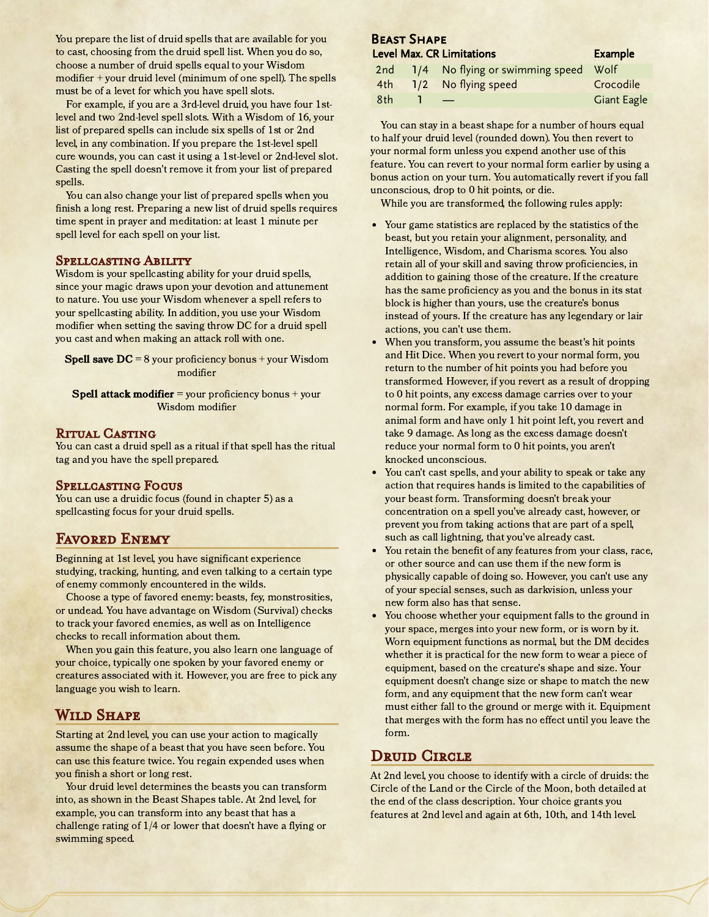You prepare the list of druid spells that are available for you to cast, choosing from the druid spell list. When you do so, choose a number of druid spells equal to your Wisdom modifier + your druid level (minimum of one spell). The spells must be of a levet for which you have spell slots.

For example, if you are a 3rd-level druid, you have four 1st-level and two 2nd-level spell slots. With a Wisdom of 16, your list of prepared spells can include six spells of 1st or 2nd level, in any combination. If you prepare the 1st-level spell cure wounds, you can cast it using a 1st-level or 2nd-level slot. Casting the spell doesn't remove it from your list of prepared spells.

You can also change your list of prepared spells when you finish a long rest. Preparing a new list of druid spells requires time spent in prayer and meditation: at least 1 minute per spell level for each spell on your list.

### Spellcasting Ability

Wisdom is your spellcasting ability for your druid spells, since your magic draws upon your devotion and attunement to nature. You use your Wisdom whenever a spell refers to your spellcasting ability. In addition, you use your Wisdom modifier when setting the saving throw DC for a druid spell you cast and when making an attack roll with one.

**Spell save DC** = 8 your proficiency bonus + your Wisdom modifier

**Spell attack modifier** = your proficiency bonus + your Wisdom modifier

### Ritual Casting

You can cast a druid spell as a ritual if that spell has the ritual tag and you have the spell prepared.

### Spellcasting Focus

You can use a druidic focus (found in chapter 5) as a spellcasting focus for your druid spells.

## Favored Enemy

Beginning at 1st level, you have significant experience studying, tracking, hunting, and even talking to a certain type of enemy commonly encountered in the wilds.

Choose a type of favored enemy: beasts, fey, monstrosities, or undead. You have advantage on Wisdom (Survival) checks to track your favored enemies, as well as on Intelligence checks to recall information about them.

When you gain this feature, you also learn one language of your choice, typically one spoken by your favored enemy or creatures associated with it. However, you are free to pick any language you wish to learn.

## Wild Shape

Starting at 2nd level, you can use your action to magically assume the shape of a beast that you have seen before. You can use this feature twice. You regain expended uses when you finish a short or long rest.

Your druid level determines the beasts you can transform into, as shown in the Beast Shapes table. At 2nd level, for example, you can transform into any beast that has a challenge rating of 1/4 or lower that doesn't have a flying or swimming speed.

### Beast Shape

| Level | Max. CR | Limitations | Example |
|---|---|---|---|
| 2nd | 1/4 | No flying or swimming speed | Wolf |
| 4th | 1/2 | No flying speed | Crocodile |
| 8th | 1 | — | Giant Eagle |

You can stay in a beast shape for a number of hours equal to half your druid level (rounded down). You then revert to your normal form unless you expend another use of this feature. You can revert to your normal form earlier by using a bonus action on your turn. You automatically revert if you fall unconscious, drop to 0 hit points, or die.

While you are transformed, the following rules apply:

- Your game statistics are replaced by the statistics of the beast, but you retain your alignment, personality, and Intelligence, Wisdom, and Charisma scores. You also retain all of your skill and saving throw proficiencies, in addition to gaining those of the creature. If the creature has the same proficiency as you and the bonus in its stat block is higher than yours, use the creature's bonus instead of yours. If the creature has any legendary or lair actions, you can't use them.
- When you transform, you assume the beast's hit points and Hit Dice. When you revert to your normal form, you return to the number of hit points you had before you transformed. However, if you revert as a result of dropping to 0 hit points, any excess damage carries over to your normal form. For example, if you take 10 damage in animal form and have only 1 hit point left, you revert and take 9 damage. As long as the excess damage doesn't reduce your normal form to 0 hit points, you aren't knocked unconscious.
- You can't cast spells, and your ability to speak or take any action that requires hands is limited to the capabilities of your beast form. Transforming doesn't break your concentration on a spell you've already cast, however, or prevent you from taking actions that are part of a spell, such as call lightning, that you've already cast.
- You retain the benefit of any features from your class, race, or other source and can use them if the new form is physically capable of doing so. However, you can't use any of your special senses, such as darkvision, unless your new form also has that sense.
- You choose whether your equipment falls to the ground in your space, merges into your new form, or is worn by it. Worn equipment functions as normal, but the DM decides whether it is practical for the new form to wear a piece of equipment, based on the creature's shape and size. Your equipment doesn't change size or shape to match the new form, and any equipment that the new form can't wear must either fall to the ground or merge with it. Equipment that merges with the form has no effect until you leave the form.

## Druid Circle

At 2nd level, you choose to identify with a circle of druids: the Circle of the Land or the Circle of the Moon, both detailed at the end of the class description. Your choice grants you features at 2nd level and again at 6th, 10th, and 14th level.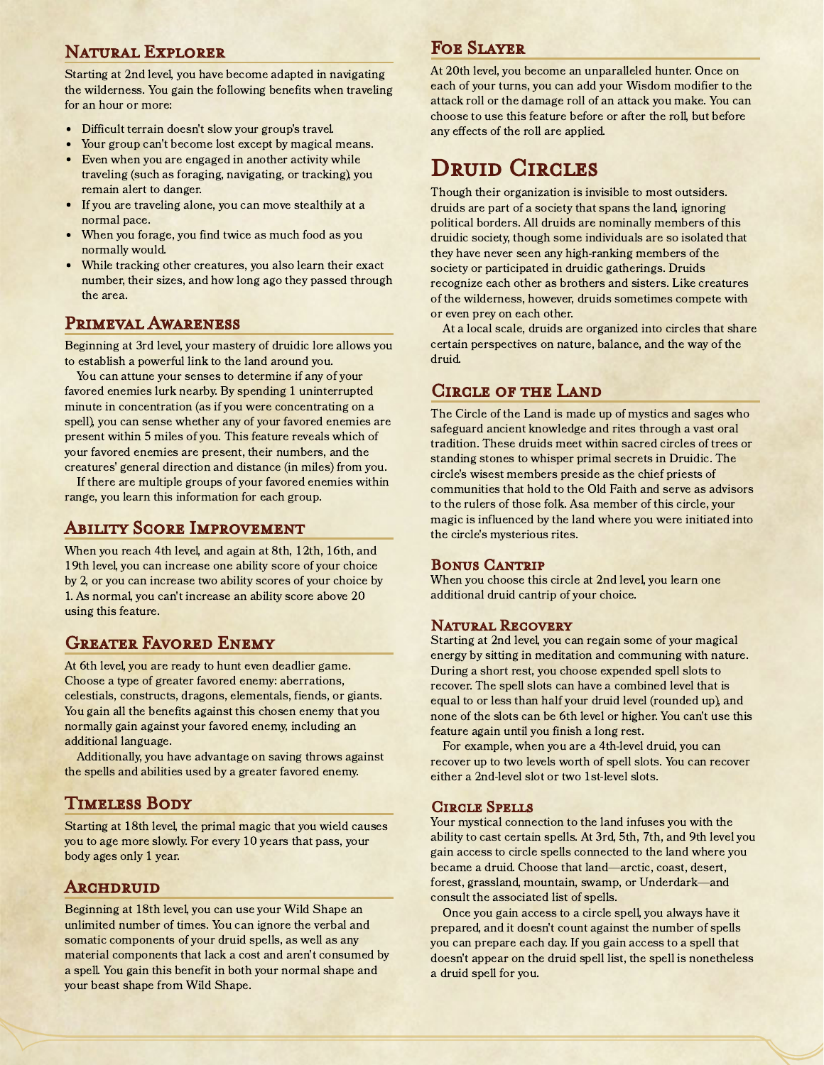### Natural Explorer

Starting at 2nd level, you have become adapted in navigating the wilderness. You gain the following benefits when traveling for an hour or more:

- Difficult terrain doesn't slow your group's travel.
- Your group can't become lost except by magical means.
- Even when you are engaged in another activity while traveling (such as foraging, navigating, or tracking), you remain alert to danger.
- If you are traveling alone, you can move stealthily at a normal pace.
- When you forage, you find twice as much food as you normally would.
- While tracking other creatures, you also learn their exact number, their sizes, and how long ago they passed through the area.

### Primeval Awareness

Beginning at 3rd level, your mastery of druidic lore allows you to establish a powerful link to the land around you.

You can attune your senses to determine if any of your favored enemies lurk nearby. By spending 1 uninterrupted minute in concentration (as if you were concentrating on a spell), you can sense whether any of your favored enemies are present within 5 miles of you. This feature reveals which of your favored enemies are present, their numbers, and the creatures' general direction and distance (in miles) from you.

If there are multiple groups of your favored enemies within range, you learn this information for each group.

### Ability Score Improvement

When you reach 4th level, and again at 8th, 12th, 16th, and 19th level, you can increase one ability score of your choice by 2, or you can increase two ability scores of your choice by 1. As normal, you can't increase an ability score above 20 using this feature.

### Greater Favored Enemy

At 6th level, you are ready to hunt even deadlier game. Choose a type of greater favored enemy: aberrations, celestials, constructs, dragons, elementals, fiends, or giants. You gain all the benefits against this chosen enemy that you normally gain against your favored enemy, including an additional language.

Additionally, you have advantage on saving throws against the spells and abilities used by a greater favored enemy.

### Timeless Body

Starting at 18th level, the primal magic that you wield causes you to age more slowly. For every 10 years that pass, your body ages only 1 year.

### Archdruid

Beginning at 18th level, you can use your Wild Shape an unlimited number of times. You can ignore the verbal and somatic components of your druid spells, as well as any material components that lack a cost and aren't consumed by a spell. You gain this benefit in both your normal shape and your beast shape from Wild Shape.

### Foe Slayer

At 20th level, you become an unparalleled hunter. Once on each of your turns, you can add your Wisdom modifier to the attack roll or the damage roll of an attack you make. You can choose to use this feature before or after the roll, but before any effects of the roll are applied.

# Druid Circles

Though their organization is invisible to most outsiders. druids are part of a society that spans the land, ignoring political borders. All druids are nominally members of this druidic society, though some individuals are so isolated that they have never seen any high-ranking members of the society or participated in druidic gatherings. Druids recognize each other as brothers and sisters. Like creatures of the wilderness, however, druids sometimes compete with or even prey on each other.

At a local scale, druids are organized into circles that share certain perspectives on nature, balance, and the way of the druid.

## Circle of the Land

The Circle of the Land is made up of mystics and sages who safeguard ancient knowledge and rites through a vast oral tradition. These druids meet within sacred circles of trees or standing stones to whisper primal secrets in Druidic. The circle's wisest members preside as the chief priests of communities that hold to the Old Faith and serve as advisors to the rulers of those folk. Asa member of this circle, your magic is influenced by the land where you were initiated into the circle's mysterious rites.

#### Bonus Cantrip

When you choose this circle at 2nd level, you learn one additional druid cantrip of your choice.

#### Natural Recovery

Starting at 2nd level, you can regain some of your magical energy by sitting in meditation and communing with nature. During a short rest, you choose expended spell slots to recover. The spell slots can have a combined level that is equal to or less than half your druid level (rounded up), and none of the slots can be 6th level or higher. You can't use this feature again until you finish a long rest.

For example, when you are a 4th-level druid, you can recover up to two levels worth of spell slots. You can recover either a 2nd-level slot or two 1st-level slots.

#### Circle Spells

Your mystical connection to the land infuses you with the ability to cast certain spells. At 3rd, 5th, 7th, and 9th level you gain access to circle spells connected to the land where you became a druid. Choose that land—arctic, coast, desert, forest, grassland, mountain, swamp, or Underdark—and consult the associated list of spells.

Once you gain access to a circle spell, you always have it prepared, and it doesn't count against the number of spells you can prepare each day. If you gain access to a spell that doesn't appear on the druid spell list, the spell is nonetheless a druid spell for you.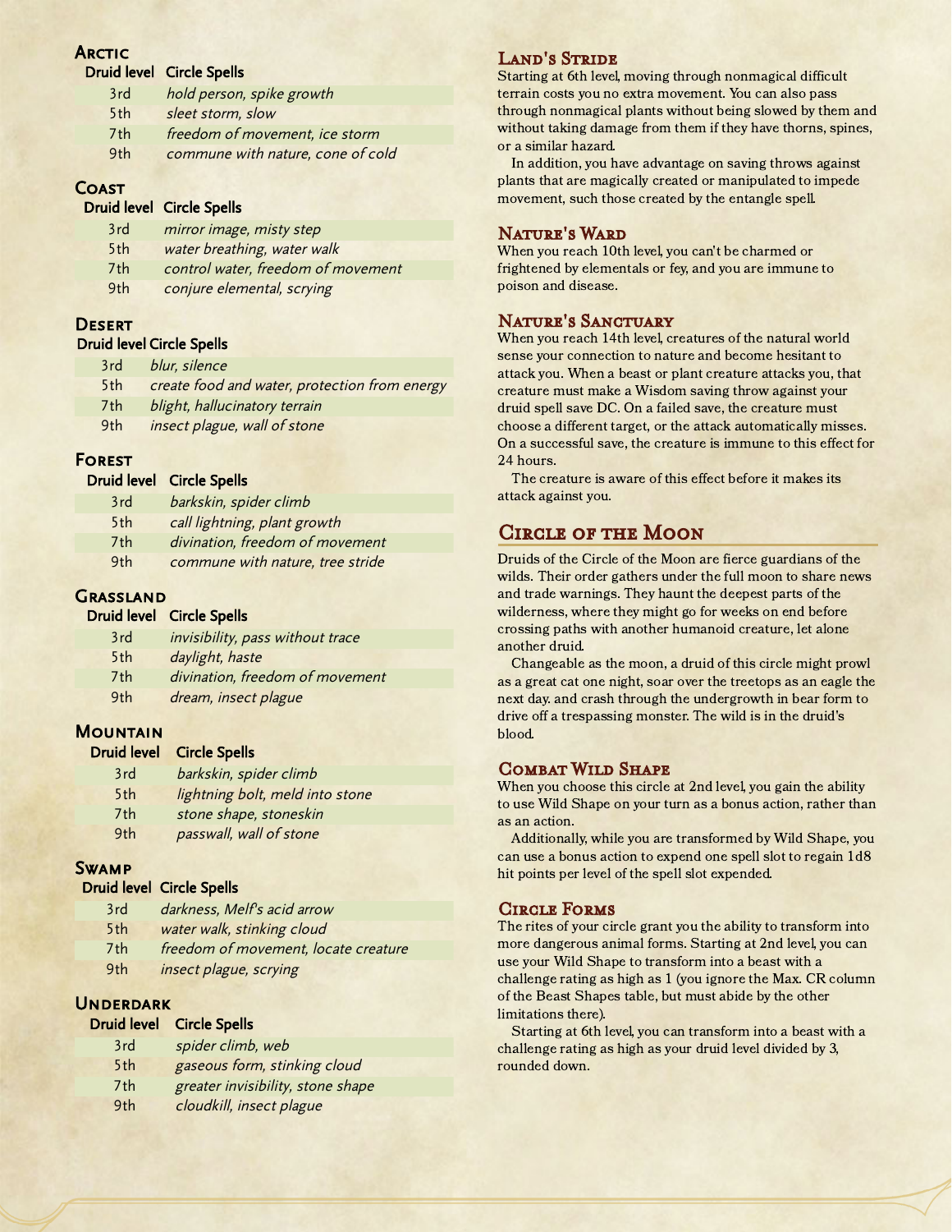### Arctic

| Druid level | Circle Spells |
|---|---|
| 3rd | *hold person, spike growth* |
| 5th | *sleet storm, slow* |
| 7th | *freedom of movement, ice storm* |
| 9th | *commune with nature, cone of cold* |

### Coast

| Druid level | Circle Spells |
|---|---|
| 3rd | *mirror image, misty step* |
| 5th | *water breathing, water walk* |
| 7th | *control water, freedom of movement* |
| 9th | *conjure elemental, scrying* |

### Desert

| Druid level | Circle Spells |
|---|---|
| 3rd | *blur, silence* |
| 5th | *create food and water, protection from energy* |
| 7th | *blight, hallucinatory terrain* |
| 9th | *insect plague, wall of stone* |

### Forest

| Druid level | Circle Spells |
|---|---|
| 3rd | *barkskin, spider climb* |
| 5th | *call lightning, plant growth* |
| 7th | *divination, freedom of movement* |
| 9th | *commune with nature, tree stride* |

### Grassland

| Druid level | Circle Spells |
|---|---|
| 3rd | *invisibility, pass without trace* |
| 5th | *daylight, haste* |
| 7th | *divination, freedom of movement* |
| 9th | *dream, insect plague* |

### Mountain

| Druid level | Circle Spells |
|---|---|
| 3rd | *barkskin, spider climb* |
| 5th | *lightning bolt, meld into stone* |
| 7th | *stone shape, stoneskin* |
| 9th | *passwall, wall of stone* |

### Swamp

| Druid level | Circle Spells |
|---|---|
| 3rd | *darkness, Melf's acid arrow* |
| 5th | *water walk, stinking cloud* |
| 7th | *freedom of movement, locate creature* |
| 9th | *insect plague, scrying* |

### Underdark

| Druid level | Circle Spells |
|---|---|
| 3rd | *spider climb, web* |
| 5th | *gaseous form, stinking cloud* |
| 7th | *greater invisibility, stone shape* |
| 9th | *cloudkill, insect plague* |

### Land's Stride

Starting at 6th level, moving through nonmagical difficult terrain costs you no extra movement. You can also pass through nonmagical plants without being slowed by them and without taking damage from them if they have thorns, spines, or a similar hazard.

In addition, you have advantage on saving throws against plants that are magically created or manipulated to impede movement, such those created by the entangle spell.

### Nature's Ward

When you reach 10th level, you can't be charmed or frightened by elementals or fey, and you are immune to poison and disease.

### Nature's Sanctuary

When you reach 14th level, creatures of the natural world sense your connection to nature and become hesitant to attack you. When a beast or plant creature attacks you, that creature must make a Wisdom saving throw against your druid spell save DC. On a failed save, the creature must choose a different target, or the attack automatically misses. On a successful save, the creature is immune to this effect for 24 hours.

The creature is aware of this effect before it makes its attack against you.

## Circle of the Moon

Druids of the Circle of the Moon are fierce guardians of the wilds. Their order gathers under the full moon to share news and trade warnings. They haunt the deepest parts of the wilderness, where they might go for weeks on end before crossing paths with another humanoid creature, let alone another druid.

Changeable as the moon, a druid of this circle might prowl as a great cat one night, soar over the treetops as an eagle the next day. and crash through the undergrowth in bear form to drive off a trespassing monster. The wild is in the druid's blood.

### Combat Wild Shape

When you choose this circle at 2nd level, you gain the ability to use Wild Shape on your turn as a bonus action, rather than as an action.

Additionally, while you are transformed by Wild Shape, you can use a bonus action to expend one spell slot to regain 1d8 hit points per level of the spell slot expended.

### Circle Forms

The rites of your circle grant you the ability to transform into more dangerous animal forms. Starting at 2nd level, you can use your Wild Shape to transform into a beast with a challenge rating as high as 1 (you ignore the Max. CR column of the Beast Shapes table, but must abide by the other limitations there).

Starting at 6th level, you can transform into a beast with a challenge rating as high as your druid level divided by 3, rounded down.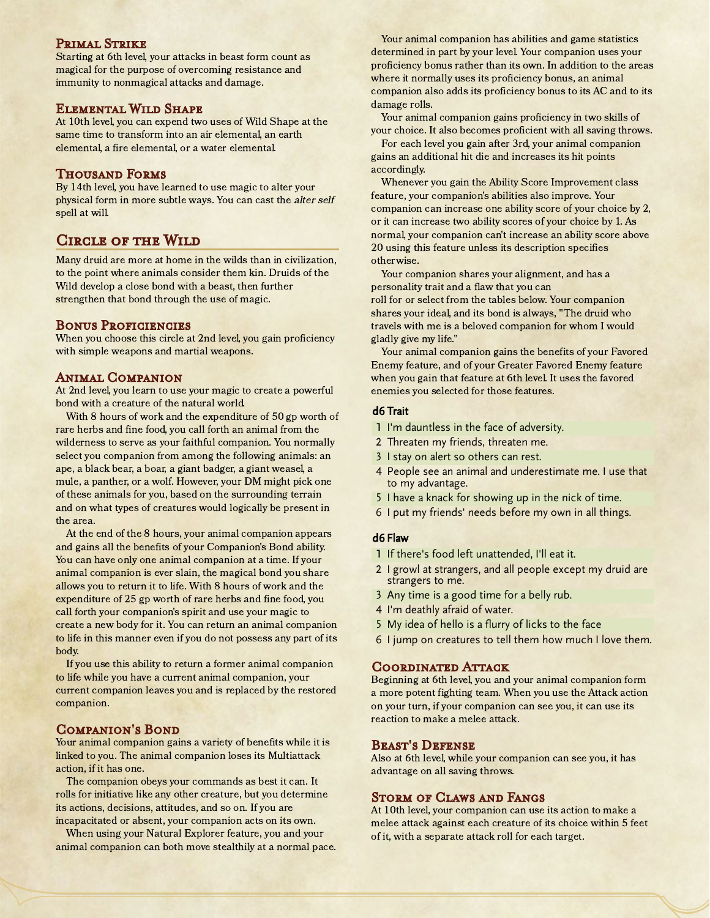### Primal Strike

Starting at 6th level, your attacks in beast form count as magical for the purpose of overcoming resistance and immunity to nonmagical attacks and damage.

### Elemental Wild Shape

At 10th level, you can expend two uses of Wild Shape at the same time to transform into an air elemental, an earth elemental, a fire elemental, or a water elemental.

### Thousand Forms

By 14th level, you have learned to use magic to alter your physical form in more subtle ways. You can cast the *alter self* spell at will.

## Circle of the Wild

Many druid are more at home in the wilds than in civilization, to the point where animals consider them kin. Druids of the Wild develop a close bond with a beast, then further strengthen that bond through the use of magic.

### Bonus Proficiencies

When you choose this circle at 2nd level, you gain proficiency with simple weapons and martial weapons.

### Animal Companion

At 2nd level, you learn to use your magic to create a powerful bond with a creature of the natural world.

With 8 hours of work and the expenditure of 50 gp worth of rare herbs and fine food, you call forth an animal from the wilderness to serve as your faithful companion. You normally select you companion from among the following animals: an ape, a black bear, a boar, a giant badger, a giant weasel, a mule, a panther, or a wolf. However, your DM might pick one of these animals for you, based on the surrounding terrain and on what types of creatures would logically be present in the area.

At the end of the 8 hours, your animal companion appears and gains all the benefits of your Companion's Bond ability. You can have only one animal companion at a time. If your animal companion is ever slain, the magical bond you share allows you to return it to life. With 8 hours of work and the expenditure of 25 gp worth of rare herbs and fine food, you call forth your companion's spirit and use your magic to create a new body for it. You can return an animal companion to life in this manner even if you do not possess any part of its body.

If you use this ability to return a former animal companion to life while you have a current animal companion, your current companion leaves you and is replaced by the restored companion.

### Companion's Bond

Your animal companion gains a variety of benefits while it is linked to you. The animal companion loses its Multiattack action, if it has one.

The companion obeys your commands as best it can. It rolls for initiative like any other creature, but you determine its actions, decisions, attitudes, and so on. If you are incapacitated or absent, your companion acts on its own.

When using your Natural Explorer feature, you and your animal companion can both move stealthily at a normal pace.

Your animal companion has abilities and game statistics determined in part by your level. Your companion uses your proficiency bonus rather than its own. In addition to the areas where it normally uses its proficiency bonus, an animal companion also adds its proficiency bonus to its AC and to its damage rolls.

Your animal companion gains proficiency in two skills of your choice. It also becomes proficient with all saving throws.

For each level you gain after 3rd, your animal companion gains an additional hit die and increases its hit points accordingly.

Whenever you gain the Ability Score Improvement class feature, your companion's abilities also improve. Your companion can increase one ability score of your choice by 2, or it can increase two ability scores of your choice by 1. As normal, your companion can't increase an ability score above 20 using this feature unless its description specifies otherwise.

Your companion shares your alignment, and has a personality trait and a flaw that you can roll for or select from the tables below. Your companion shares your ideal, and its bond is always, "The druid who travels with me is a beloved companion for whom I would gladly give my life."

Your animal companion gains the benefits of your Favored Enemy feature, and of your Greater Favored Enemy feature when you gain that feature at 6th level. It uses the favored enemies you selected for those features.

| d6 | Trait |
|---|---|
| 1 | I'm dauntless in the face of adversity. |
| 2 | Threaten my friends, threaten me. |
| 3 | I stay on alert so others can rest. |
| 4 | People see an animal and underestimate me. I use that to my advantage. |
| 5 | I have a knack for showing up in the nick of time. |
| 6 | I put my friends' needs before my own in all things. |

| d6 | Flaw |
|---|---|
| 1 | If there's food left unattended, I'll eat it. |
| 2 | I growl at strangers, and all people except my druid are strangers to me. |
| 3 | Any time is a good time for a belly rub. |
| 4 | I'm deathly afraid of water. |
| 5 | My idea of hello is a flurry of licks to the face |
| 6 | I jump on creatures to tell them how much I love them. |

### Coordinated Attack

Beginning at 6th level, you and your animal companion form a more potent fighting team. When you use the Attack action on your turn, if your companion can see you, it can use its reaction to make a melee attack.

### Beast's Defense

Also at 6th level, while your companion can see you, it has advantage on all saving throws.

### Storm of Claws and Fangs

At 10th level, your companion can use its action to make a melee attack against each creature of its choice within 5 feet of it, with a separate attack roll for each target.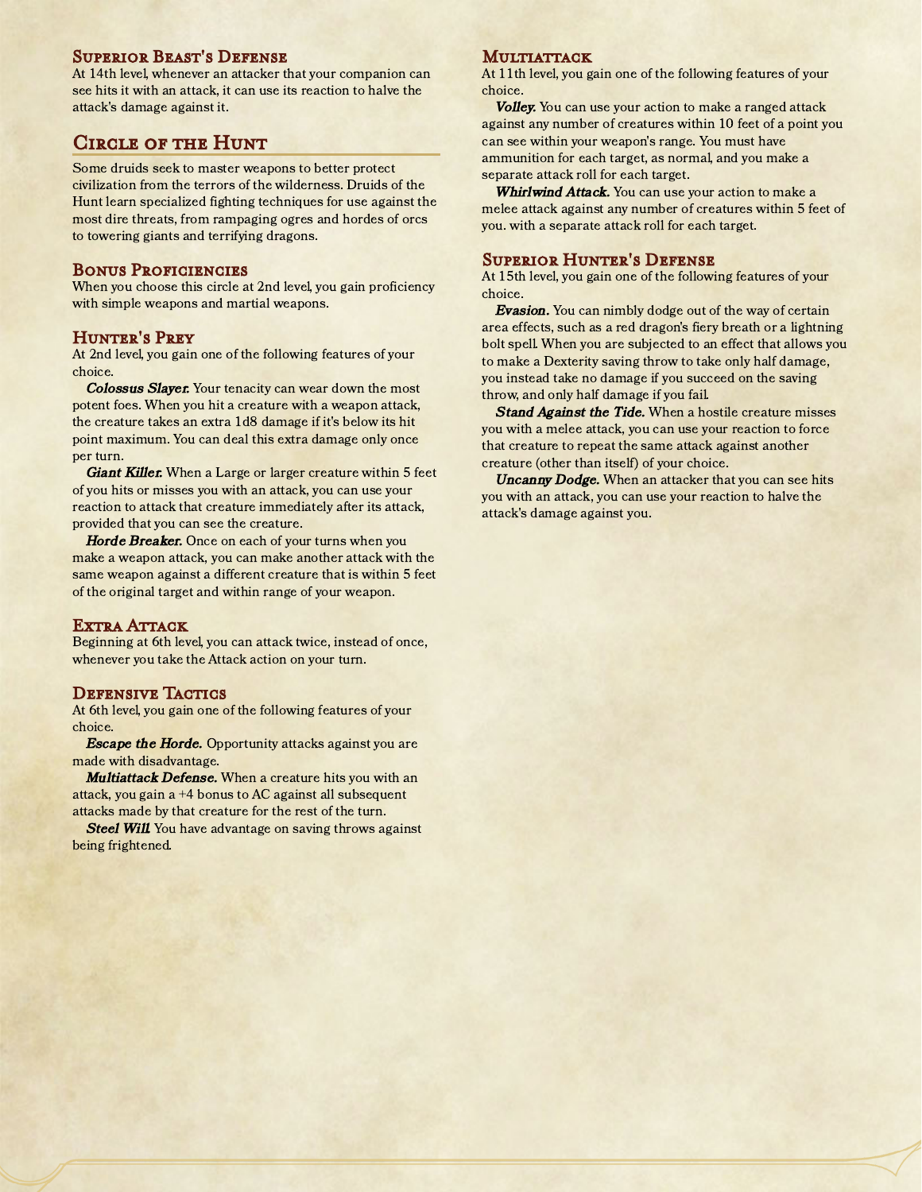#### Superior Beast's Defense
At 14th level, whenever an attacker that your companion can see hits it with an attack, it can use its reaction to halve the attack's damage against it.

## Circle of the Hunt
Some druids seek to master weapons to better protect civilization from the terrors of the wilderness. Druids of the Hunt learn specialized fighting techniques for use against the most dire threats, from rampaging ogres and hordes of orcs to towering giants and terrifying dragons.

#### Bonus Proficiencies
When you choose this circle at 2nd level, you gain proficiency with simple weapons and martial weapons.

#### Hunter's Prey
At 2nd level, you gain one of the following features of your choice.

***Colossus Slayer.*** Your tenacity can wear down the most potent foes. When you hit a creature with a weapon attack, the creature takes an extra 1d8 damage if it's below its hit point maximum. You can deal this extra damage only once per turn.

***Giant Killer.*** When a Large or larger creature within 5 feet of you hits or misses you with an attack, you can use your reaction to attack that creature immediately after its attack, provided that you can see the creature.

***Horde Breaker.*** Once on each of your turns when you make a weapon attack, you can make another attack with the same weapon against a different creature that is within 5 feet of the original target and within range of your weapon.

#### Extra Attack
Beginning at 6th level, you can attack twice, instead of once, whenever you take the Attack action on your turn.

#### Defensive Tactics
At 6th level, you gain one of the following features of your choice.

***Escape the Horde.*** Opportunity attacks against you are made with disadvantage.

***Multiattack Defense.*** When a creature hits you with an attack, you gain a +4 bonus to AC against all subsequent attacks made by that creature for the rest of the turn.

***Steel Will.*** You have advantage on saving throws against being frightened.

#### Multiattack
At 11th level, you gain one of the following features of your choice.

***Volley.*** You can use your action to make a ranged attack against any number of creatures within 10 feet of a point you can see within your weapon's range. You must have ammunition for each target, as normal, and you make a separate attack roll for each target.

***Whirlwind Attack.*** You can use your action to make a melee attack against any number of creatures within 5 feet of you. with a separate attack roll for each target.

#### Superior Hunter's Defense
At 15th level, you gain one of the following features of your choice.

***Evasion.*** You can nimbly dodge out of the way of certain area effects, such as a red dragon's fiery breath or a lightning bolt spell. When you are subjected to an effect that allows you to make a Dexterity saving throw to take only half damage, you instead take no damage if you succeed on the saving throw, and only half damage if you fail.

***Stand Against the Tide.*** When a hostile creature misses you with a melee attack, you can use your reaction to force that creature to repeat the same attack against another creature (other than itself) of your choice.

***Uncanny Dodge.*** When an attacker that you can see hits you with an attack, you can use your reaction to halve the attack's damage against you.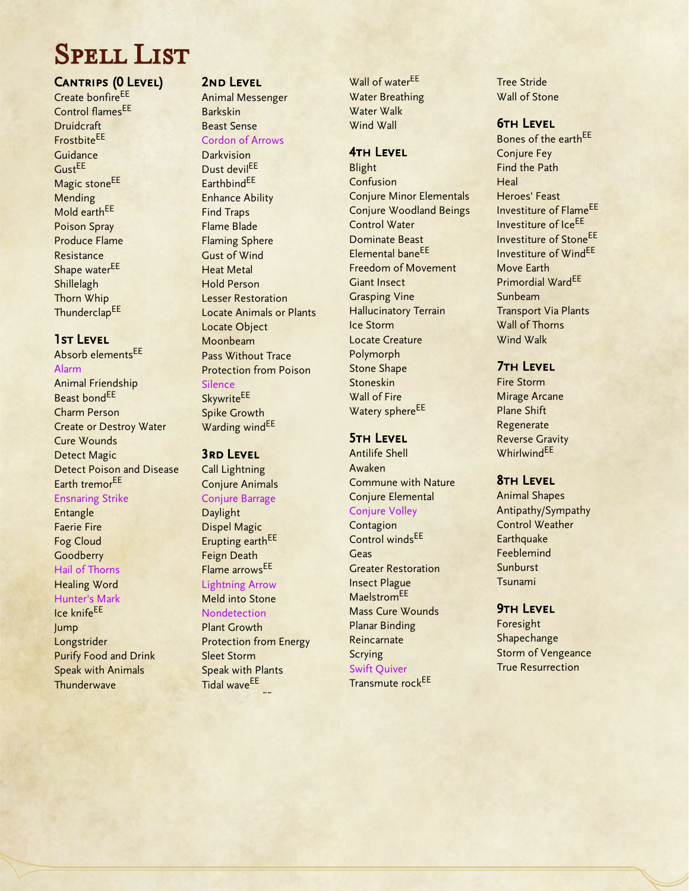# Spell List

### Cantrips (0 Level)

Create bonfire[EE]
Control flames[EE]
Druidcraft
Frostbite[EE]
Guidance
Gust[EE]
Magic stone[EE]
Mending
Mold earth[EE]
Poison Spray
Produce Flame
Resistance
Shape water[EE]
Shillelagh
Thorn Whip
Thunderclap[EE]

### 1st Level

Absorb elements[EE]
Alarm
Animal Friendship
Beast bond[EE]
Charm Person
Create or Destroy Water
Cure Wounds
Detect Magic
Detect Poison and Disease
Earth tremor[EE]
Ensnaring Strike
Entangle
Faerie Fire
Fog Cloud
Goodberry
Hail of Thorns
Healing Word
Hunter's Mark
Ice knife[EE]
Jump
Longstrider
Purify Food and Drink
Speak with Animals
Thunderwave

### 2nd Level

Animal Messenger
Barkskin
Beast Sense
Cordon of Arrows
Darkvision
Dust devil[EE]
Earthbind[EE]
Enhance Ability
Find Traps
Flame Blade
Flaming Sphere
Gust of Wind
Heat Metal
Hold Person
Lesser Restoration
Locate Animals or Plants
Locate Object
Moonbeam
Pass Without Trace
Protection from Poison
Silence
Skywrite[EE]
Spike Growth
Warding wind[EE]

### 3rd Level

Call Lightning
Conjure Animals
Conjure Barrage
Daylight
Dispel Magic
Erupting earth[EE]
Feign Death
Flame arrows[EE]
Lightning Arrow
Meld into Stone
Nondetection
Plant Growth
Protection from Energy
Sleet Storm
Speak with Plants
Tidal wave[EE]
Wall of water[EE]
Water Breathing
Water Walk
Wind Wall

### 4th Level

Blight
Confusion
Conjure Minor Elementals
Conjure Woodland Beings
Control Water
Dominate Beast
Elemental bane[EE]
Freedom of Movement
Giant Insect
Grasping Vine
Hallucinatory Terrain
Ice Storm
Locate Creature
Polymorph
Stone Shape
Stoneskin
Wall of Fire
Watery sphere[EE]

### 5th Level

Antilife Shell
Awaken
Commune with Nature
Conjure Elemental
Conjure Volley
Contagion
Control winds[EE]
Geas
Greater Restoration
Insect Plague
Maelstrom[EE]
Mass Cure Wounds
Planar Binding
Reincarnate
Scrying
Swift Quiver
Transmute rock[EE]
Tree Stride
Wall of Stone

### 6th Level

Bones of the earth[EE]
Conjure Fey
Find the Path
Heal
Heroes' Feast
Investiture of Flame[EE]
Investiture of Ice[EE]
Investiture of Stone[EE]
Investiture of Wind[EE]
Move Earth
Primordial Ward[EE]
Sunbeam
Transport Via Plants
Wall of Thorns
Wind Walk

### 7th Level

Fire Storm
Mirage Arcane
Plane Shift
Regenerate
Reverse Gravity
Whirlwind[EE]

### 8th Level

Animal Shapes
Antipathy/Sympathy
Control Weather
Earthquake
Feeblemind
Sunburst
Tsunami

### 9th Level

Foresight
Shapechange
Storm of Vengeance
True Resurrection